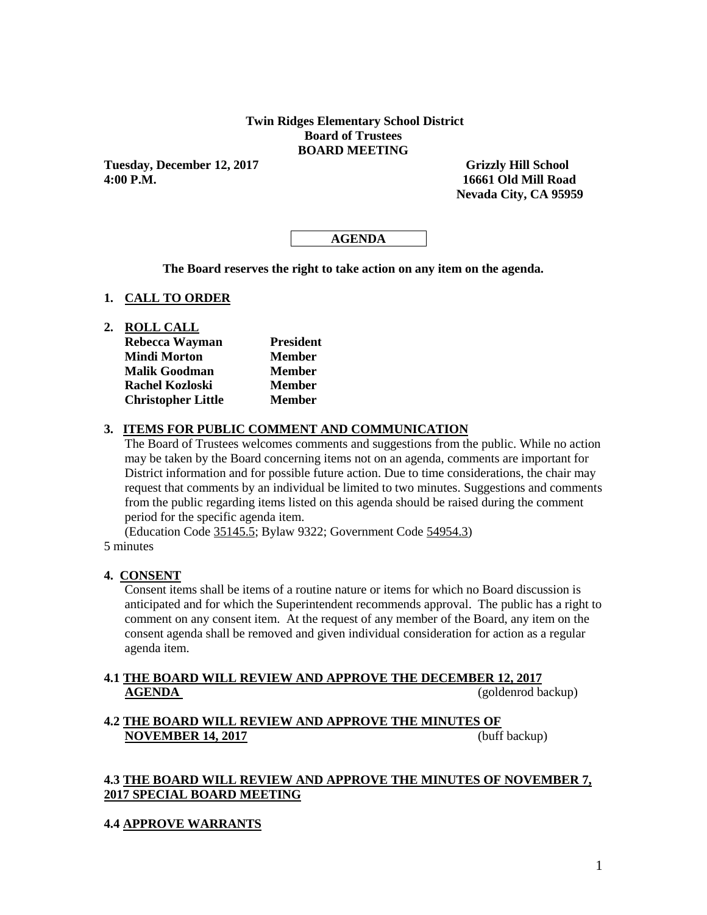**Twin Ridges Elementary School District**
**Board of Trustees**
**BOARD MEETING**

**Tuesday, December 12, 2017** **Grizzly Hill School**
**4:00 P.M.** **16661 Old Mill Road**
**Nevada City, CA 95959**

**AGENDA**

**The Board reserves the right to take action on any item on the agenda.**

## 1. CALL TO ORDER

## 2. ROLL CALL

| | |
|---|---|
| **Rebecca Wayman** | **President** |
| **Mindi Morton** | **Member** |
| **Malik Goodman** | **Member** |
| **Rachel Kozloski** | **Member** |
| **Christopher Little** | **Member** |

## 3. ITEMS FOR PUBLIC COMMENT AND COMMUNICATION

The Board of Trustees welcomes comments and suggestions from the public. While no action may be taken by the Board concerning items not on an agenda, comments are important for District information and for possible future action. Due to time considerations, the chair may request that comments by an individual be limited to two minutes. Suggestions and comments from the public regarding items listed on this agenda should be raised during the comment period for the specific agenda item.
(Education Code 35145.5; Bylaw 9322; Government Code 54954.3)

5 minutes

## 4. CONSENT

Consent items shall be items of a routine nature or items for which no Board discussion is anticipated and for which the Superintendent recommends approval. The public has a right to comment on any consent item. At the request of any member of the Board, any item on the consent agenda shall be removed and given individual consideration for action as a regular agenda item.

### 4.1 THE BOARD WILL REVIEW AND APPROVE THE DECEMBER 12, 2017 AGENDA
(goldenrod backup)

### 4.2 THE BOARD WILL REVIEW AND APPROVE THE MINUTES OF NOVEMBER 14, 2017
(buff backup)

### 4.3 THE BOARD WILL REVIEW AND APPROVE THE MINUTES OF NOVEMBER 7, 2017 SPECIAL BOARD MEETING

### 4.4 APPROVE WARRANTS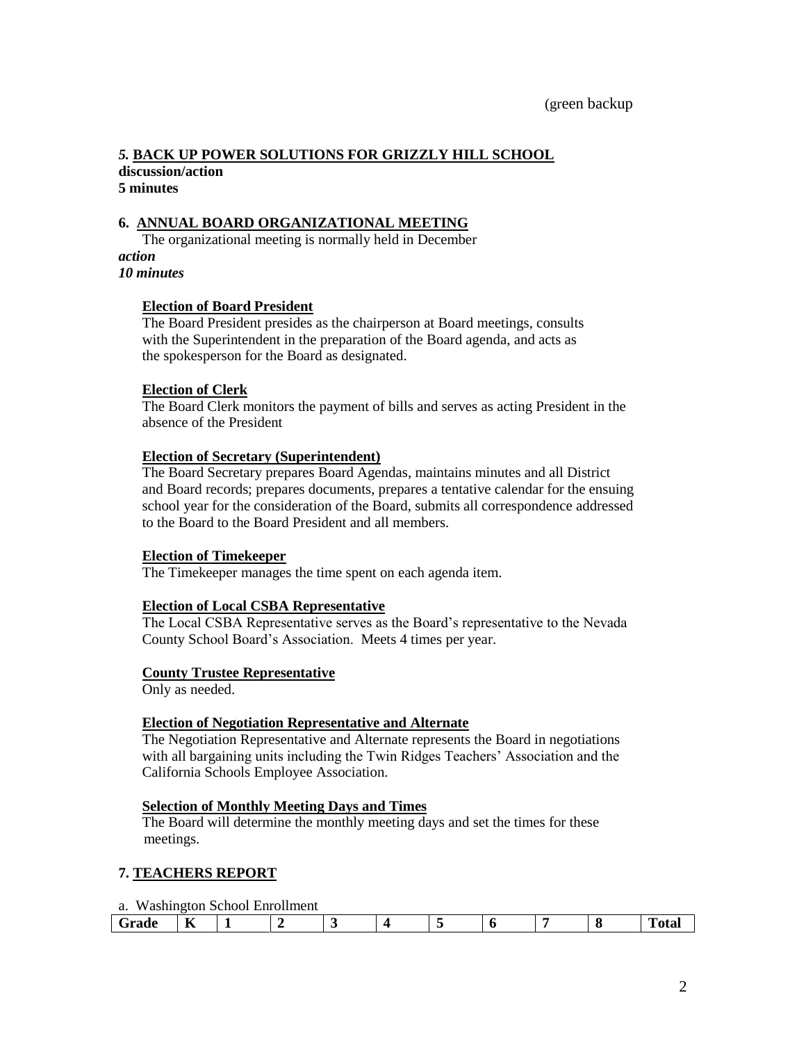(green backup

*5.* **BACK UP POWER SOLUTIONS FOR GRIZZLY HILL SCHOOL**
**discussion/action**
**5 minutes**

**6. ANNUAL BOARD ORGANIZATIONAL MEETING**
The organizational meeting is normally held in December
***action***
***10 minutes***

**Election of Board President**
The Board President presides as the chairperson at Board meetings, consults with the Superintendent in the preparation of the Board agenda, and acts as the spokesperson for the Board as designated.

**Election of Clerk**
The Board Clerk monitors the payment of bills and serves as acting President in the absence of the President

**Election of Secretary (Superintendent)**
The Board Secretary prepares Board Agendas, maintains minutes and all District and Board records; prepares documents, prepares a tentative calendar for the ensuing school year for the consideration of the Board, submits all correspondence addressed to the Board to the Board President and all members.

**Election of Timekeeper**
The Timekeeper manages the time spent on each agenda item.

**Election of Local CSBA Representative**
The Local CSBA Representative serves as the Board's representative to the Nevada County School Board's Association. Meets 4 times per year.

**County Trustee Representative**
Only as needed.

**Election of Negotiation Representative and Alternate**
The Negotiation Representative and Alternate represents the Board in negotiations with all bargaining units including the Twin Ridges Teachers' Association and the California Schools Employee Association.

**Selection of Monthly Meeting Days and Times**
The Board will determine the monthly meeting days and set the times for these meetings.

**7. TEACHERS REPORT**

a. Washington School Enrollment

| Grade | K | 1 | 2 | 3 | 4 | 5 | 6 | 7 | 8 | Total |
|---|---|---|---|---|---|---|---|---|---|---|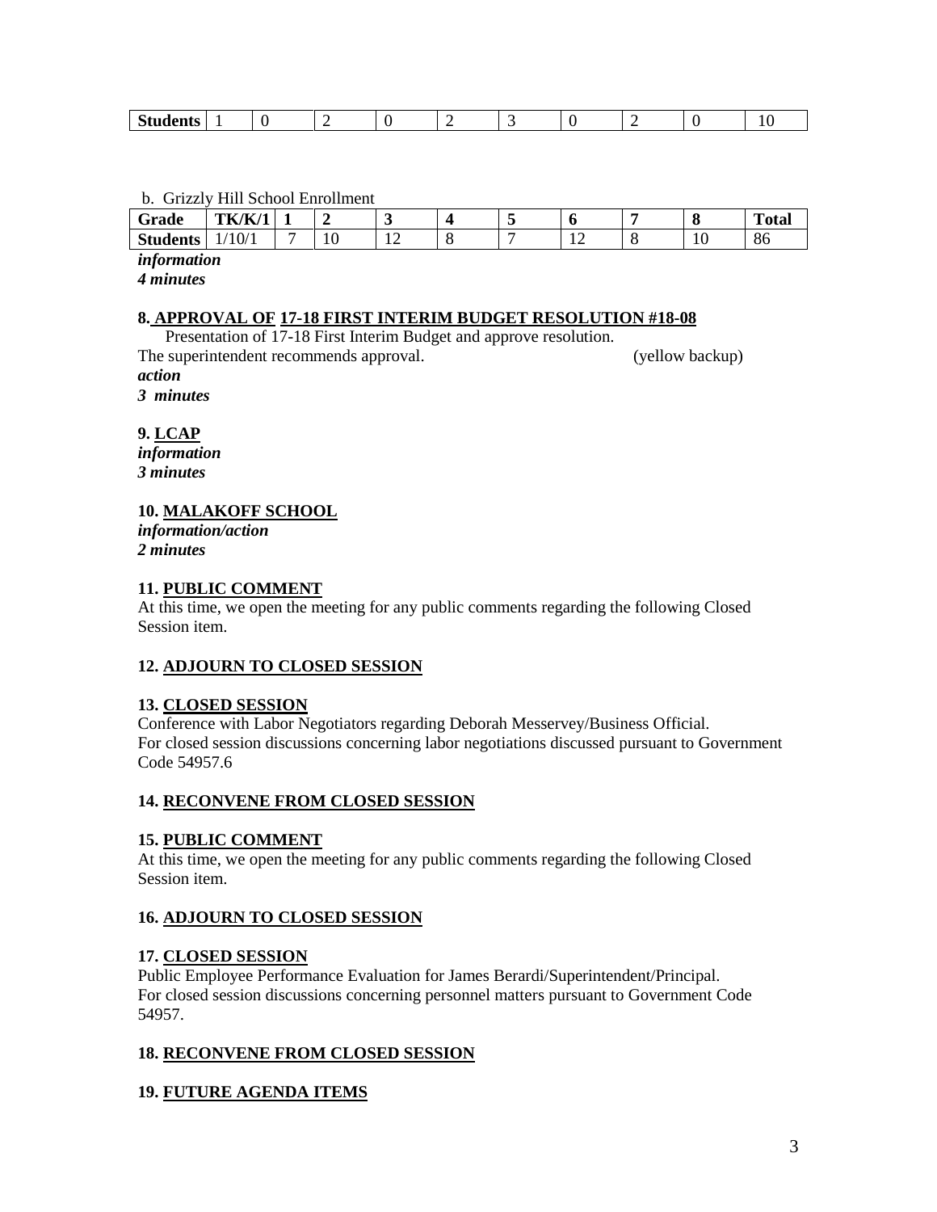| | | | | | | | | | | |
|---|---|---|---|---|---|---|---|---|---|---|
| **Students** | 1 | 0 | 2 | 0 | 2 | 3 | 0 | 2 | 0 | 10 |

b. Grizzly Hill School Enrollment

| **Grade** | **TK/K/1** | **1** | **2** | **3** | **4** | **5** | **6** | **7** | **8** | **Total** |
|---|---|---|---|---|---|---|---|---|---|---|
| **Students** | 1/10/1 | 7 | 10 | 12 | 8 | 7 | 12 | 8 | 10 | 86 |

***information***
***4 minutes***

**8. APPROVAL OF 17-18 FIRST INTERIM BUDGET RESOLUTION #18-08**

Presentation of 17-18 First Interim Budget and approve resolution.
The superintendent recommends approval. (yellow backup)
***action***
***3 minutes***

**9. LCAP**
***information***
***3 minutes***

**10. MALAKOFF SCHOOL**
***information/action***
***2 minutes***

**11. PUBLIC COMMENT**
At this time, we open the meeting for any public comments regarding the following Closed Session item.

**12. ADJOURN TO CLOSED SESSION**

**13. CLOSED SESSION**
Conference with Labor Negotiators regarding Deborah Messervey/Business Official.
For closed session discussions concerning labor negotiations discussed pursuant to Government Code 54957.6

**14. RECONVENE FROM CLOSED SESSION**

**15. PUBLIC COMMENT**
At this time, we open the meeting for any public comments regarding the following Closed Session item.

**16. ADJOURN TO CLOSED SESSION**

**17. CLOSED SESSION**
Public Employee Performance Evaluation for James Berardi/Superintendent/Principal.
For closed session discussions concerning personnel matters pursuant to Government Code 54957.

**18. RECONVENE FROM CLOSED SESSION**

**19. FUTURE AGENDA ITEMS**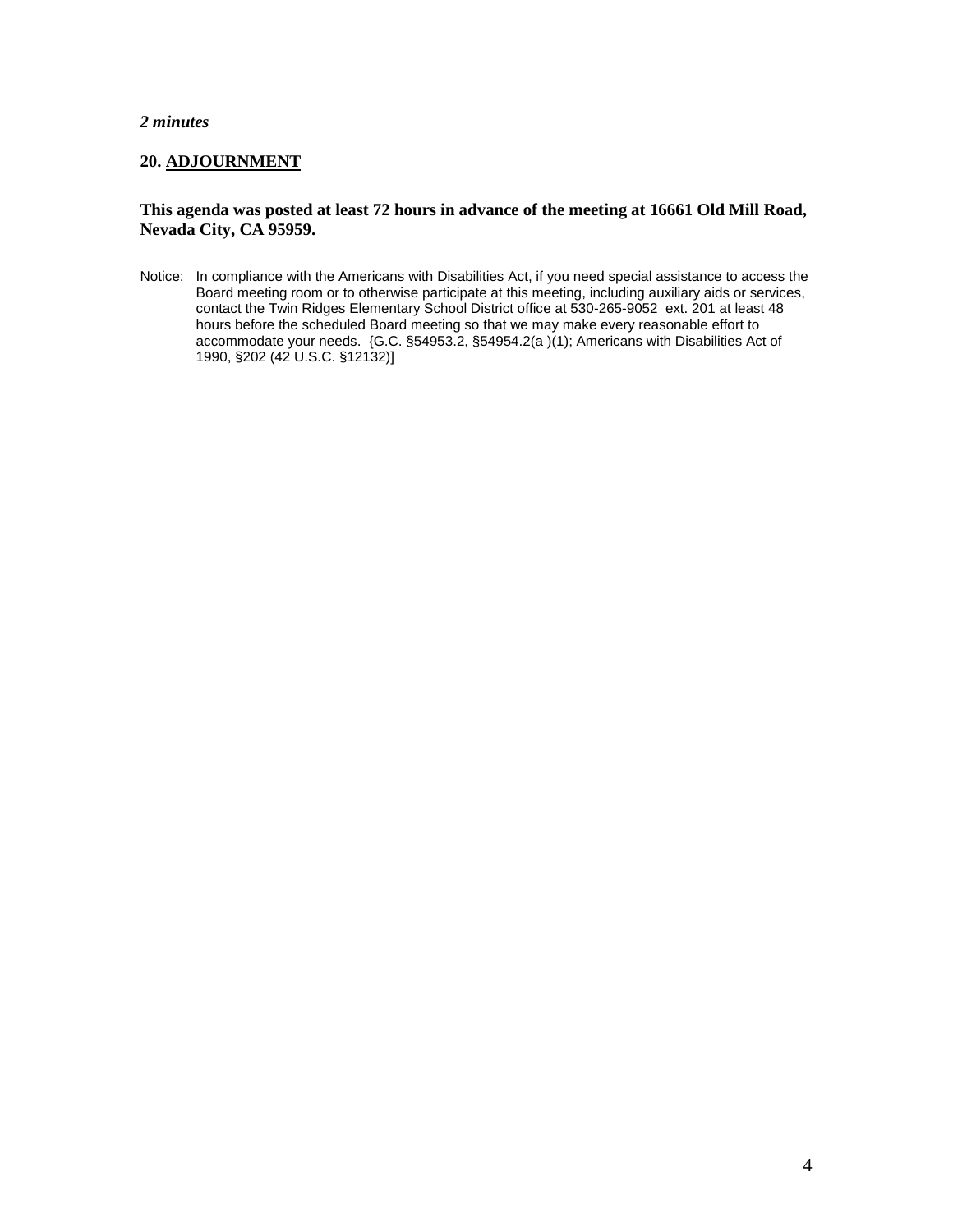*2 minutes*

**20. ADJOURNMENT**

**This agenda was posted at least 72 hours in advance of the meeting at 16661 Old Mill Road, Nevada City, CA 95959.**

Notice: In compliance with the Americans with Disabilities Act, if you need special assistance to access the Board meeting room or to otherwise participate at this meeting, including auxiliary aids or services, contact the Twin Ridges Elementary School District office at 530-265-9052 ext. 201 at least 48 hours before the scheduled Board meeting so that we may make every reasonable effort to accommodate your needs. {G.C. §54953.2, §54954.2(a )(1); Americans with Disabilities Act of 1990, §202 (42 U.S.C. §12132)]